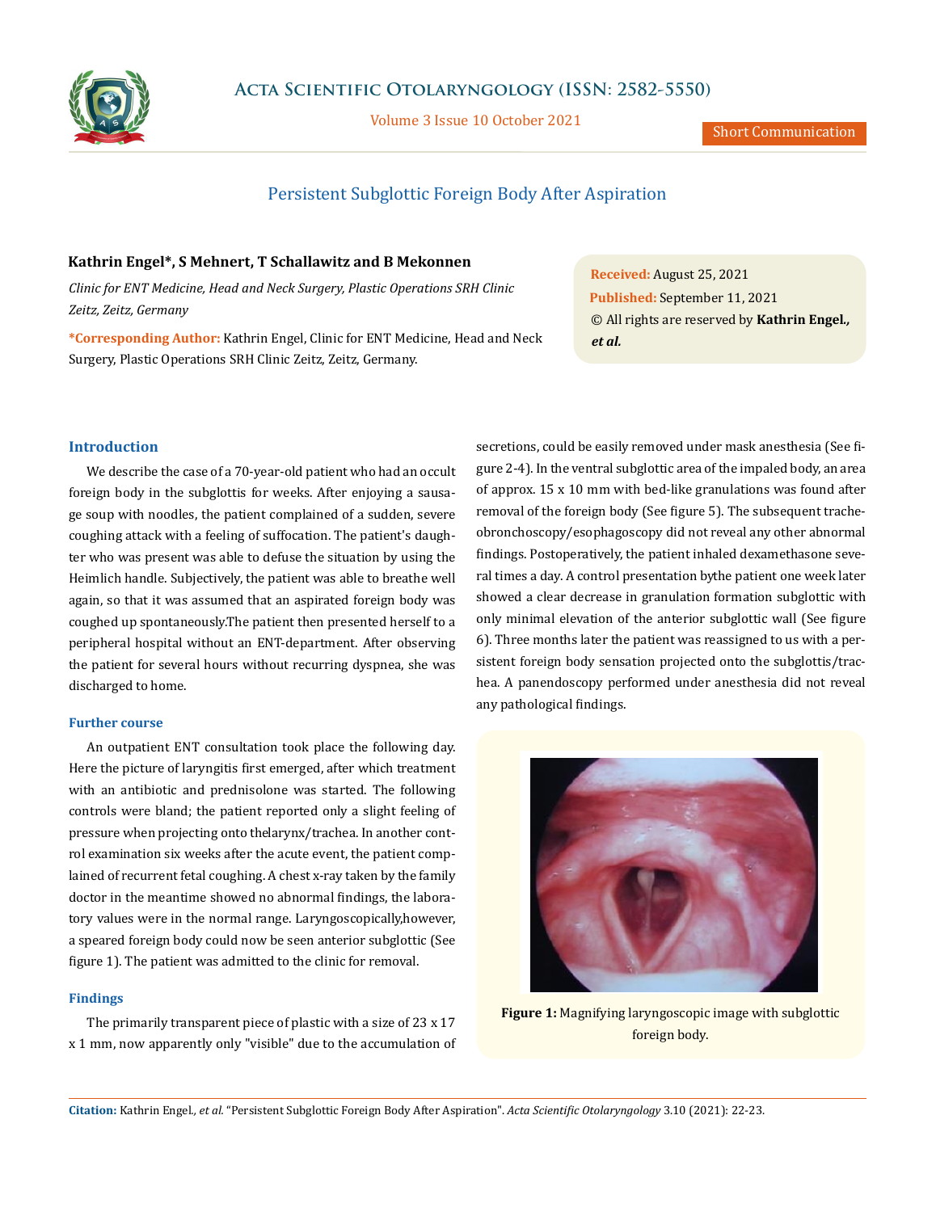Short Communication

# Persistent Subglottic Foreign Body After Aspiration

**Kathrin Engel\*, S Mehnert, T Schallawitz and B Mekonnen**

*Clinic for ENT Medicine, Head and Neck Surgery, Plastic Operations SRH Clinic Zeitz, Zeitz, Germany*

**\*Corresponding Author:** Kathrin Engel, Clinic for ENT Medicine, Head and Neck Surgery, Plastic Operations SRH Clinic Zeitz, Zeitz, Germany.

**Received:** August 25, 2021
**Published:** September 11, 2021
© All rights are reserved by **Kathrin Engel.*, et al.***

## Introduction

We describe the case of a 70-year-old patient who had an occult foreign body in the subglottis for weeks. After enjoying a sausage soup with noodles, the patient complained of a sudden, severe coughing attack with a feeling of suffocation. The patient's daughter who was present was able to defuse the situation by using the Heimlich handle. Subjectively, the patient was able to breathe well again, so that it was assumed that an aspirated foreign body was coughed up spontaneously.The patient then presented herself to a peripheral hospital without an ENT-department. After observing the patient for several hours without recurring dyspnea, she was discharged to home.

### Further course

An outpatient ENT consultation took place the following day. Here the picture of laryngitis first emerged, after which treatment with an antibiotic and prednisolone was started. The following controls were bland; the patient reported only a slight feeling of pressure when projecting onto thelarynx/trachea. In another control examination six weeks after the acute event, the patient complained of recurrent fetal coughing. A chest x-ray taken by the family doctor in the meantime showed no abnormal findings, the laboratory values were in the normal range. Laryngoscopically,however, a speared foreign body could now be seen anterior subglottic (See figure 1). The patient was admitted to the clinic for removal.

### Findings

The primarily transparent piece of plastic with a size of 23 x 17 x 1 mm, now apparently only "visible" due to the accumulation of secretions, could be easily removed under mask anesthesia (See figure 2-4). In the ventral subglottic area of the impaled body, an area of approx. 15 x 10 mm with bed-like granulations was found after removal of the foreign body (See figure 5). The subsequent tracheobronchoscopy/esophagoscopy did not reveal any other abnormal findings. Postoperatively, the patient inhaled dexamethasone several times a day. A control presentation bythe patient one week later showed a clear decrease in granulation formation subglottic with only minimal elevation of the anterior subglottic wall (See figure 6). Three months later the patient was reassigned to us with a persistent foreign body sensation projected onto the subglottis/trachea. A panendoscopy performed under anesthesia did not reveal any pathological findings.

**Figure 1:** Magnifying laryngoscopic image with subglottic foreign body.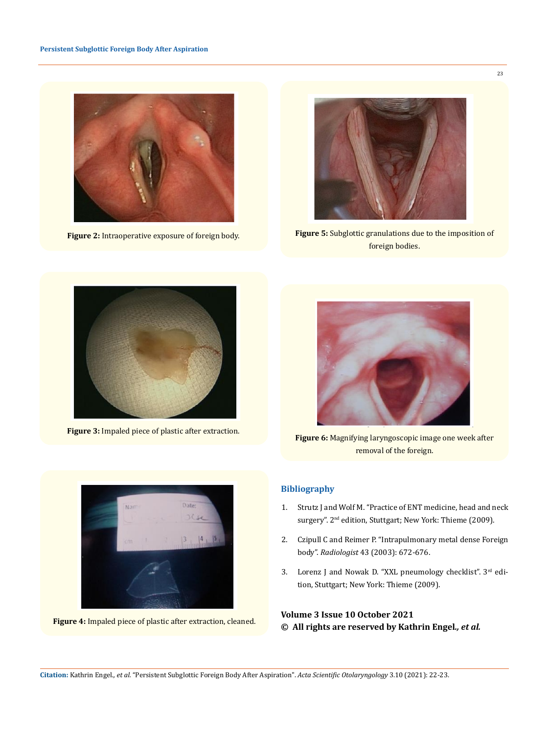Figure 2: Intraoperative exposure of foreign body.

Figure 5: Subglottic granulations due to the imposition of foreign bodies.

Figure 3: Impaled piece of plastic after extraction.

Figure 6: Magnifying laryngoscopic image one week after removal of the foreign.

Figure 4: Impaled piece of plastic after extraction, cleaned.

## Bibliography

1. Strutz J and Wolf M. "Practice of ENT medicine, head and neck surgery". 2nd edition, Stuttgart; New York: Thieme (2009).
2. Czipull C and Reimer P. "Intrapulmonary metal dense Foreign body". *Radiologist* 43 (2003): 672-676.
3. Lorenz J and Nowak D. "XXL pneumology checklist". 3rd edition, Stuttgart; New York: Thieme (2009).

**Volume 3 Issue 10 October 2021**
**© All rights are reserved by Kathrin Engel*., et al.***